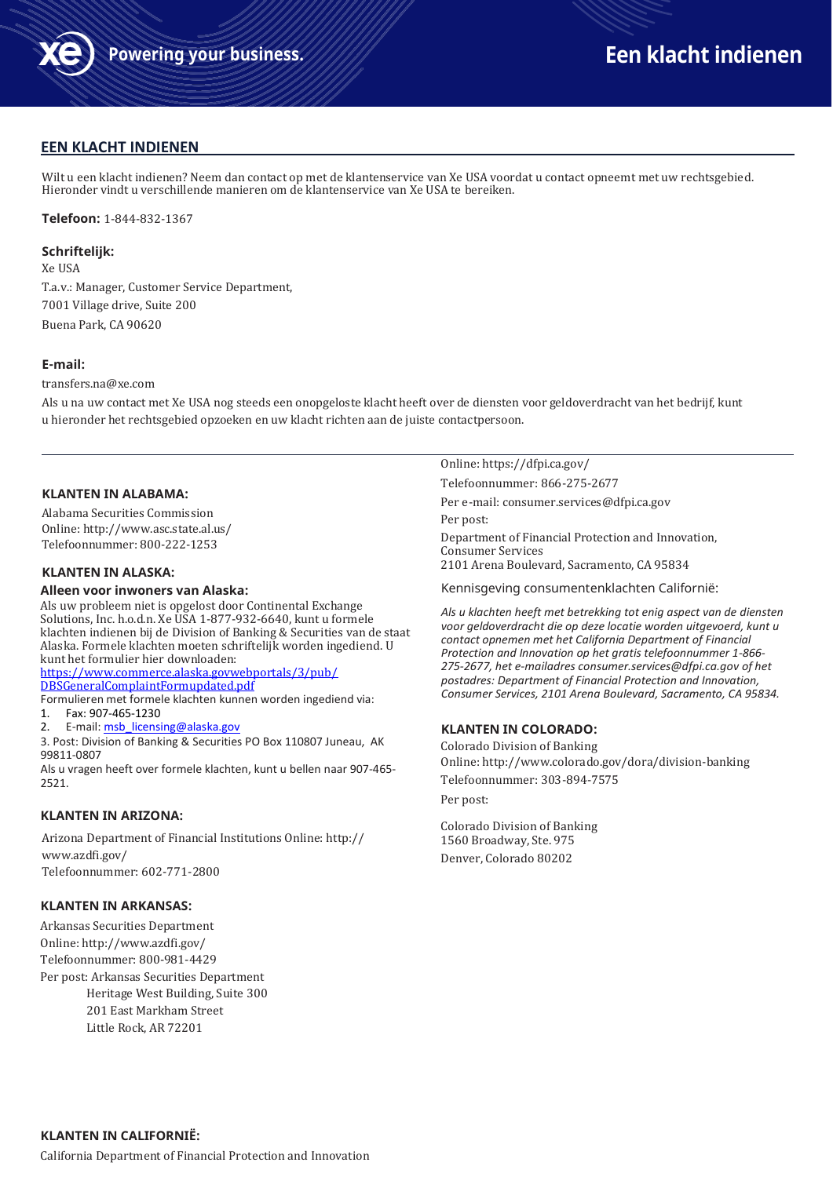# Een klacht indienen

## EEN KLACHT INDIENEN

Wilt u een klacht indienen? Neem dan contact op met de klantenservice van Xe USA voordat u contact opneemt met uw rechtsgebied. Hieronder vindt u verschillende manieren om de klantenservice van Xe USA te bereiken.

**Telefoon:** 1-844-832-1367

**Schriftelijk:**
Xe USA
T.a.v.: Manager, Customer Service Department,
7001 Village drive, Suite 200
Buena Park, CA 90620

**E-mail:**
transfers.na@xe.com

Als u na uw contact met Xe USA nog steeds een onopgeloste klacht heeft over de diensten voor geldoverdracht van het bedrijf, kunt u hieronder het rechtsgebied opzoeken en uw klacht richten aan de juiste contactpersoon.

---

### KLANTEN IN ALABAMA:

Alabama Securities Commission
Online: http://www.asc.state.al.us/
Telefoonnummer: 800-222-1253

### KLANTEN IN ALASKA:

**Alleen voor inwoners van Alaska:**
Als uw probleem niet is opgelost door Continental Exchange Solutions, Inc. h.o.d.n. Xe USA 1-877-932-6640, kunt u formele klachten indienen bij de Division of Banking & Securities van de staat Alaska. Formele klachten moeten schriftelijk worden ingediend. U kunt het formulier hier downloaden:
https://www.commerce.alaska.govwebportals/3/pub/DBSGeneralComplaintFormupdated.pdf
Formulieren met formele klachten kunnen worden ingediend via:

1. Fax: 907-465-1230
2. E-mail: msb_licensing@alaska.gov
3. Post: Division of Banking & Securities PO Box 110807 Juneau, AK 99811-0807

Als u vragen heeft over formele klachten, kunt u bellen naar 907-465-2521.

### KLANTEN IN ARIZONA:

Arizona Department of Financial Institutions Online: http://www.azdfi.gov/
Telefoonnummer: 602-771-2800

### KLANTEN IN ARKANSAS:

Arkansas Securities Department
Online: http://www.azdfi.gov/
Telefoonnummer: 800-981-4429
Per post: Arkansas Securities Department
Heritage West Building, Suite 300
201 East Markham Street
Little Rock, AR 72201

### KLANTEN IN CALIFORNIË:

California Department of Financial Protection and Innovation
Online: https://dfpi.ca.gov/
Telefoonnummer: 866-275-2677
Per e-mail: consumer.services@dfpi.ca.gov
Per post:
Department of Financial Protection and Innovation, Consumer Services
2101 Arena Boulevard, Sacramento, CA 95834

Kennisgeving consumentenklachten Californië:

*Als u klachten heeft met betrekking tot enig aspect van de diensten voor geldoverdracht die op deze locatie worden uitgevoerd, kunt u contact opnemen met het California Department of Financial Protection and Innovation op het gratis telefoonnummer 1-866-275-2677, het e-mailadres consumer.services@dfpi.ca.gov of het postadres: Department of Financial Protection and Innovation, Consumer Services, 2101 Arena Boulevard, Sacramento, CA 95834.*

### KLANTEN IN COLORADO:

Colorado Division of Banking
Online: http://www.colorado.gov/dora/division-banking
Telefoonnummer: 303-894-7575
Per post:

Colorado Division of Banking
1560 Broadway, Ste. 975
Denver, Colorado 80202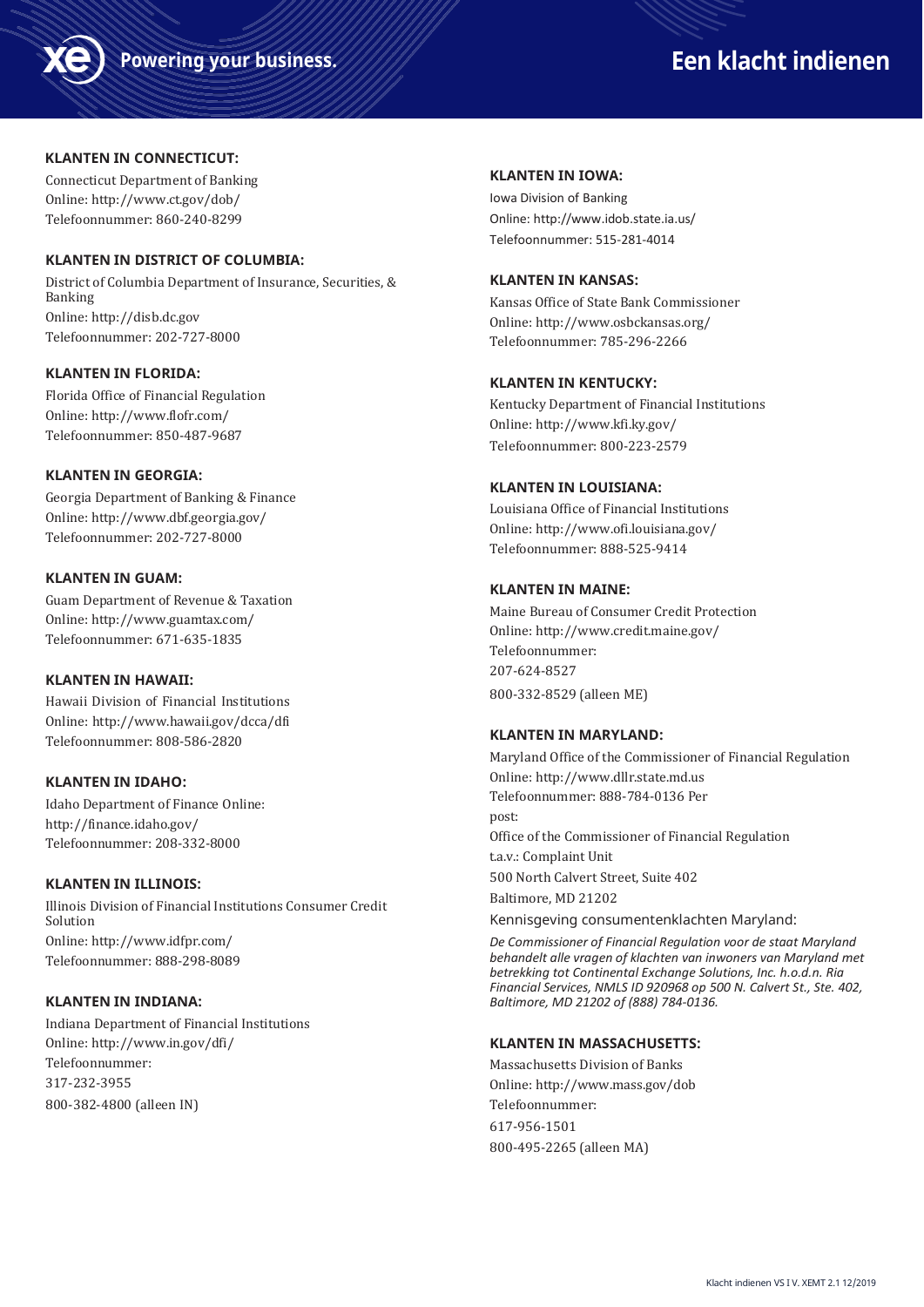### KLANTEN IN CONNECTICUT:

Connecticut Department of Banking
Online: http://www.ct.gov/dob/
Telefoonnummer: 860-240-8299

### KLANTEN IN DISTRICT OF COLUMBIA:

District of Columbia Department of Insurance, Securities, & Banking
Online: http://disb.dc.gov
Telefoonnummer: 202-727-8000

### KLANTEN IN FLORIDA:

Florida Office of Financial Regulation
Online: http://www.flofr.com/
Telefoonnummer: 850-487-9687

### KLANTEN IN GEORGIA:

Georgia Department of Banking & Finance
Online: http://www.dbf.georgia.gov/
Telefoonnummer: 202-727-8000

### KLANTEN IN GUAM:

Guam Department of Revenue & Taxation
Online: http://www.guamtax.com/
Telefoonnummer: 671-635-1835

### KLANTEN IN HAWAII:

Hawaii Division of Financial Institutions
Online: http://www.hawaii.gov/dcca/dfi
Telefoonnummer: 808-586-2820

### KLANTEN IN IDAHO:

Idaho Department of Finance Online:
http://finance.idaho.gov/
Telefoonnummer: 208-332-8000

### KLANTEN IN ILLINOIS:

Illinois Division of Financial Institutions Consumer Credit Solution
Online: http://www.idfpr.com/
Telefoonnummer: 888-298-8089

### KLANTEN IN INDIANA:

Indiana Department of Financial Institutions
Online: http://www.in.gov/dfi/
Telefoonnummer:
317-232-3955
800-382-4800 (alleen IN)

### KLANTEN IN IOWA:

Iowa Division of Banking
Online: http://www.idob.state.ia.us/
Telefoonnummer: 515-281-4014

### KLANTEN IN KANSAS:

Kansas Office of State Bank Commissioner
Online: http://www.osbckansas.org/
Telefoonnummer: 785-296-2266

### KLANTEN IN KENTUCKY:

Kentucky Department of Financial Institutions
Online: http://www.kfi.ky.gov/
Telefoonnummer: 800-223-2579

### KLANTEN IN LOUISIANA:

Louisiana Office of Financial Institutions
Online: http://www.ofi.louisiana.gov/
Telefoonnummer: 888-525-9414

### KLANTEN IN MAINE:

Maine Bureau of Consumer Credit Protection
Online: http://www.credit.maine.gov/
Telefoonnummer:
207-624-8527
800-332-8529 (alleen ME)

### KLANTEN IN MARYLAND:

Maryland Office of the Commissioner of Financial Regulation
Online: http://www.dllr.state.md.us
Telefoonnummer: 888-784-0136 Per post:
Office of the Commissioner of Financial Regulation
t.a.v.: Complaint Unit
500 North Calvert Street, Suite 402
Baltimore, MD 21202

Kennisgeving consumentenklachten Maryland:

*De Commissioner of Financial Regulation voor de staat Maryland behandelt alle vragen of klachten van inwoners van Maryland met betrekking tot Continental Exchange Solutions, Inc. h.o.d.n. Ria Financial Services, NMLS ID 920968 op 500 N. Calvert St., Ste. 402, Baltimore, MD 21202 of (888) 784-0136.*

### KLANTEN IN MASSACHUSETTS:

Massachusetts Division of Banks
Online: http://www.mass.gov/dob
Telefoonnummer:
617-956-1501
800-495-2265 (alleen MA)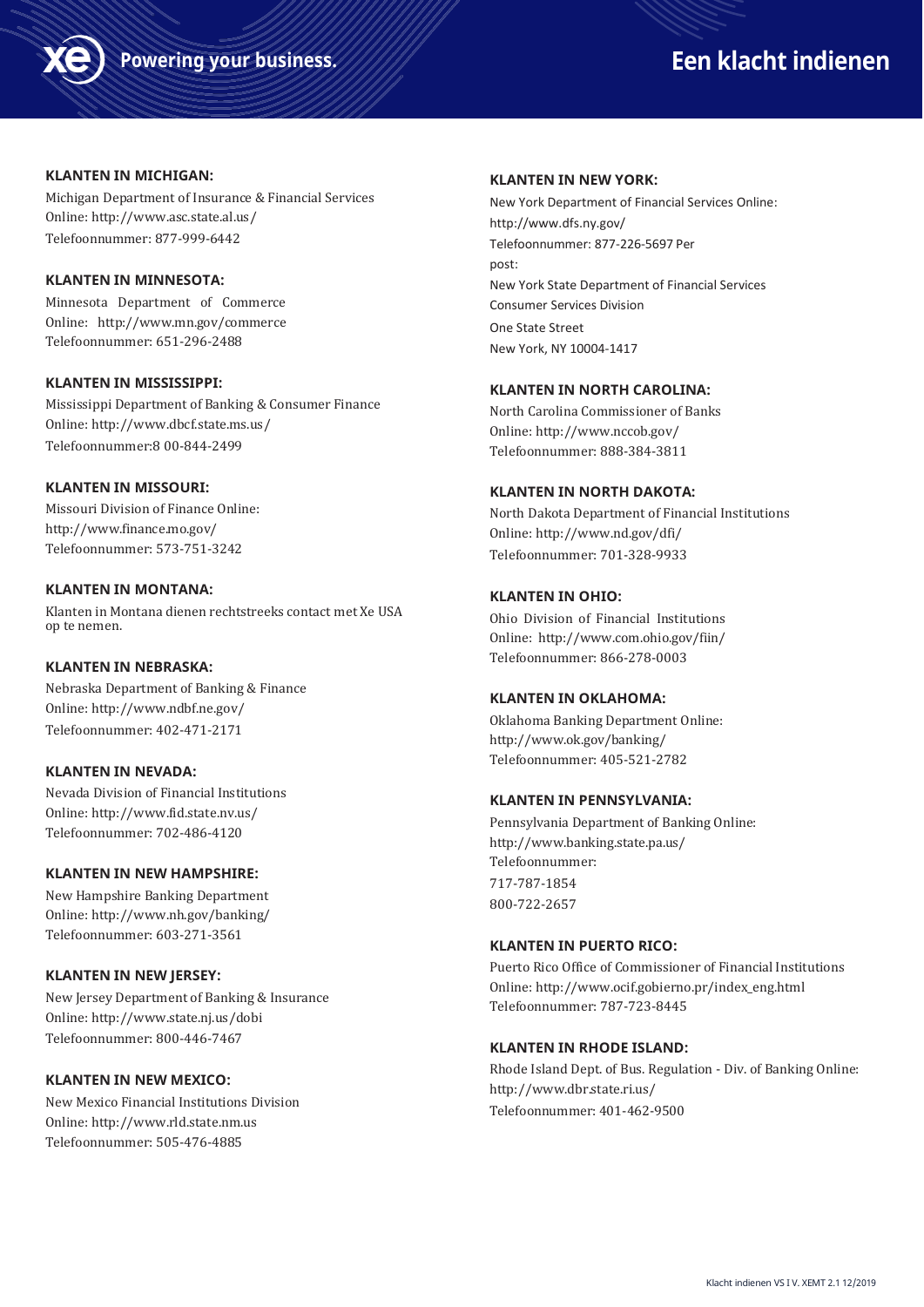**KLANTEN IN MICHIGAN:**

Michigan Department of Insurance & Financial Services
Online: http://www.asc.state.al.us/
Telefoonnummer: 877-999-6442

**KLANTEN IN MINNESOTA:**

Minnesota Department of Commerce
Online: http://www.mn.gov/commerce
Telefoonnummer: 651-296-2488

**KLANTEN IN MISSISSIPPI:**

Mississippi Department of Banking & Consumer Finance
Online: http://www.dbcf.state.ms.us/
Telefoonnummer:8 00-844-2499

**KLANTEN IN MISSOURI:**

Missouri Division of Finance Online:
http://www.finance.mo.gov/
Telefoonnummer: 573-751-3242

**KLANTEN IN MONTANA:**

Klanten in Montana dienen rechtstreeks contact met Xe USA op te nemen.

**KLANTEN IN NEBRASKA:**

Nebraska Department of Banking & Finance
Online: http://www.ndbf.ne.gov/
Telefoonnummer: 402-471-2171

**KLANTEN IN NEVADA:**

Nevada Division of Financial Institutions
Online: http://www.fid.state.nv.us/
Telefoonnummer: 702-486-4120

**KLANTEN IN NEW HAMPSHIRE:**

New Hampshire Banking Department
Online: http://www.nh.gov/banking/
Telefoonnummer: 603-271-3561

**KLANTEN IN NEW JERSEY:**

New Jersey Department of Banking & Insurance
Online: http://www.state.nj.us/dobi
Telefoonnummer: 800-446-7467

**KLANTEN IN NEW MEXICO:**

New Mexico Financial Institutions Division
Online: http://www.rld.state.nm.us
Telefoonnummer: 505-476-4885

**KLANTEN IN NEW YORK:**

New York Department of Financial Services Online:
http://www.dfs.ny.gov/
Telefoonnummer: 877-226-5697 Per post:
New York State Department of Financial Services
Consumer Services Division
One State Street
New York, NY 10004-1417

**KLANTEN IN NORTH CAROLINA:**

North Carolina Commissioner of Banks
Online: http://www.nccob.gov/
Telefoonnummer: 888-384-3811

**KLANTEN IN NORTH DAKOTA:**

North Dakota Department of Financial Institutions
Online: http://www.nd.gov/dfi/
Telefoonnummer: 701-328-9933

**KLANTEN IN OHIO:**

Ohio Division of Financial Institutions
Online: http://www.com.ohio.gov/fiin/
Telefoonnummer: 866-278-0003

**KLANTEN IN OKLAHOMA:**

Oklahoma Banking Department Online:
http://www.ok.gov/banking/
Telefoonnummer: 405-521-2782

**KLANTEN IN PENNSYLVANIA:**

Pennsylvania Department of Banking Online:
http://www.banking.state.pa.us/
Telefoonnummer:
717-787-1854
800-722-2657

**KLANTEN IN PUERTO RICO:**

Puerto Rico Office of Commissioner of Financial Institutions
Online: http://www.ocif.gobierno.pr/index_eng.html
Telefoonnummer: 787-723-8445

**KLANTEN IN RHODE ISLAND:**

Rhode Island Dept. of Bus. Regulation - Div. of Banking Online:
http://www.dbr.state.ri.us/
Telefoonnummer: 401-462-9500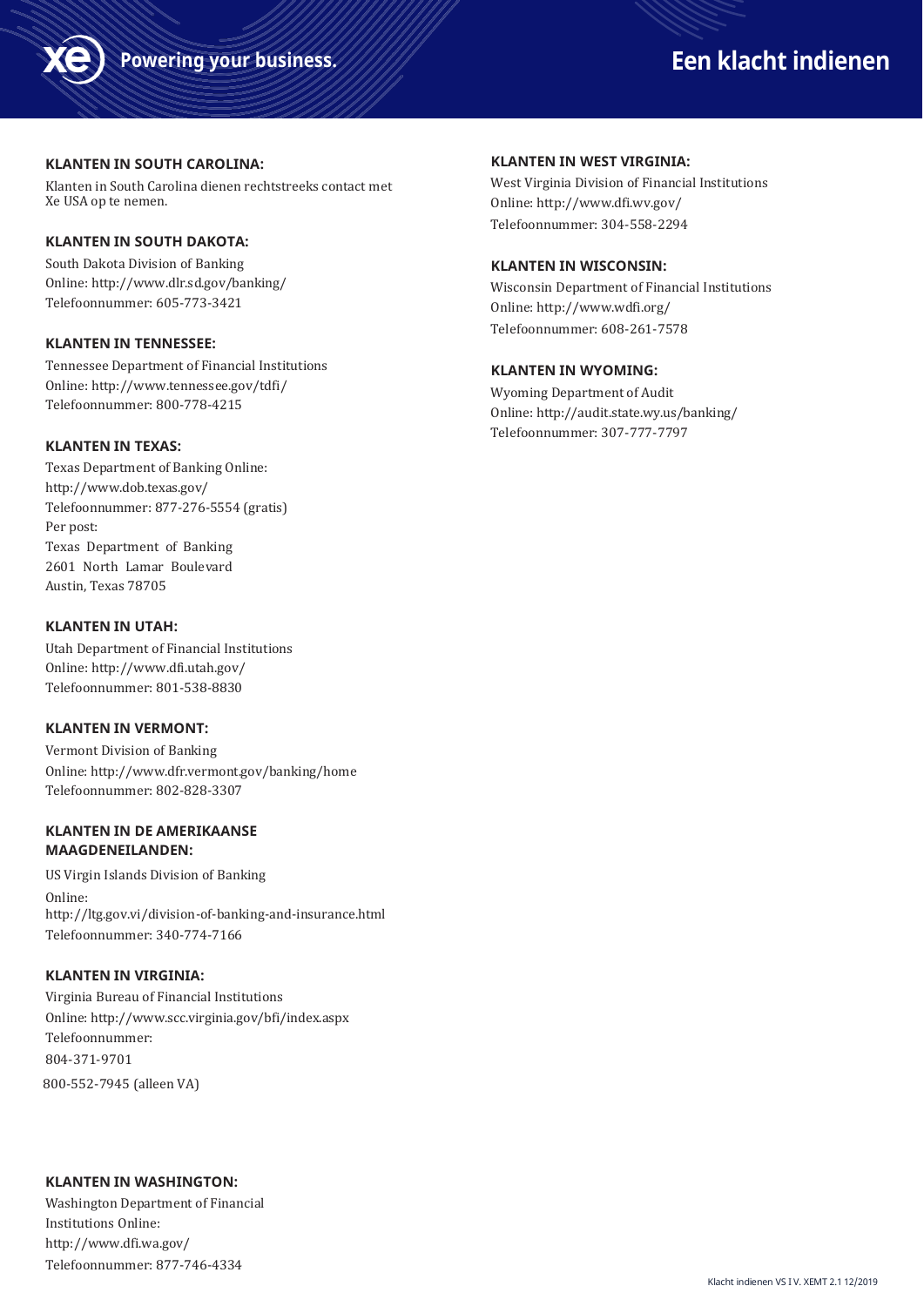### KLANTEN IN SOUTH CAROLINA:

Klanten in South Carolina dienen rechtstreeks contact met Xe USA op te nemen.

### KLANTEN IN SOUTH DAKOTA:

South Dakota Division of Banking
Online: http://www.dlr.sd.gov/banking/
Telefoonnummer: 605-773-3421

### KLANTEN IN TENNESSEE:

Tennessee Department of Financial Institutions
Online: http://www.tennessee.gov/tdfi/
Telefoonnummer: 800-778-4215

### KLANTEN IN TEXAS:

Texas Department of Banking Online:
http://www.dob.texas.gov/
Telefoonnummer: 877-276-5554 (gratis)
Per post:
Texas Department of Banking
2601 North Lamar Boulevard
Austin, Texas 78705

### KLANTEN IN UTAH:

Utah Department of Financial Institutions
Online: http://www.dfi.utah.gov/
Telefoonnummer: 801-538-8830

### KLANTEN IN VERMONT:

Vermont Division of Banking
Online: http://www.dfr.vermont.gov/banking/home
Telefoonnummer: 802-828-3307

### KLANTEN IN DE AMERIKAANSE MAAGDENEILANDEN:

US Virgin Islands Division of Banking
Online:
http://ltg.gov.vi/division-of-banking-and-insurance.html
Telefoonnummer: 340-774-7166

### KLANTEN IN VIRGINIA:

Virginia Bureau of Financial Institutions
Online: http://www.scc.virginia.gov/bfi/index.aspx
Telefoonnummer:
804-371-9701
800-552-7945 (alleen VA)

### KLANTEN IN WASHINGTON:

Washington Department of Financial Institutions Online:
http://www.dfi.wa.gov/
Telefoonnummer: 877-746-4334

### KLANTEN IN WEST VIRGINIA:

West Virginia Division of Financial Institutions
Online: http://www.dfi.wv.gov/
Telefoonnummer: 304-558-2294

### KLANTEN IN WISCONSIN:

Wisconsin Department of Financial Institutions
Online: http://www.wdfi.org/
Telefoonnummer: 608-261-7578

### KLANTEN IN WYOMING:

Wyoming Department of Audit
Online: http://audit.state.wy.us/banking/
Telefoonnummer: 307-777-7797